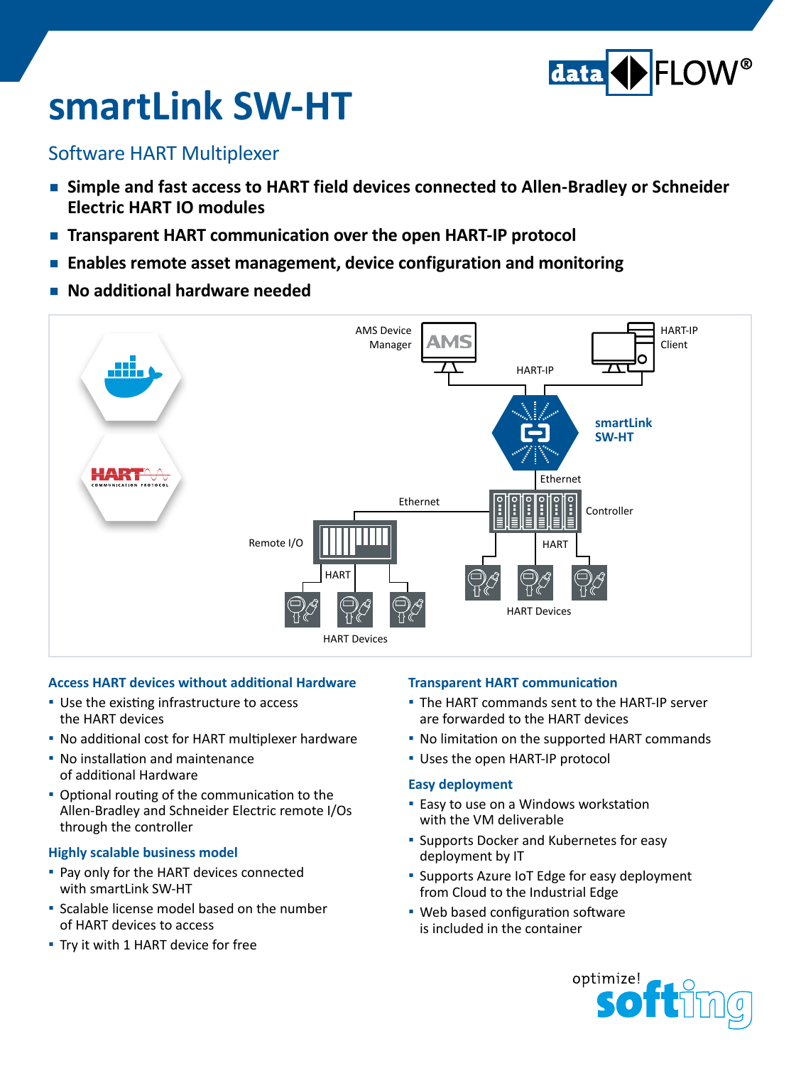# smartLink SW-HT

## Software HART Multiplexer

- **Simple and fast access to HART field devices connected to Allen-Bradley or Schneider Electric HART IO modules**
- **Transparent HART communication over the open HART-IP protocol**
- **Enables remote asset management, device configuration and monitoring**
- **No additional hardware needed**

### Access HART devices without additional Hardware

- Use the existing infrastructure to access the HART devices
- No additional cost for HART multiplexer hardware
- No installation and maintenance of additional Hardware
- Optional routing of the communication to the Allen-Bradley and Schneider Electric remote I/Os through the controller

### Highly scalable business model

- Pay only for the HART devices connected with smartLink SW-HT
- Scalable license model based on the number of HART devices to access
- Try it with 1 HART device for free

### Transparent HART communication

- The HART commands sent to the HART-IP server are forwarded to the HART devices
- No limitation on the supported HART commands
- Uses the open HART-IP protocol

### Easy deployment

- Easy to use on a Windows workstation with the VM deliverable
- Supports Docker and Kubernetes for easy deployment by IT
- Supports Azure IoT Edge for easy deployment from Cloud to the Industrial Edge
- Web based configuration software is included in the container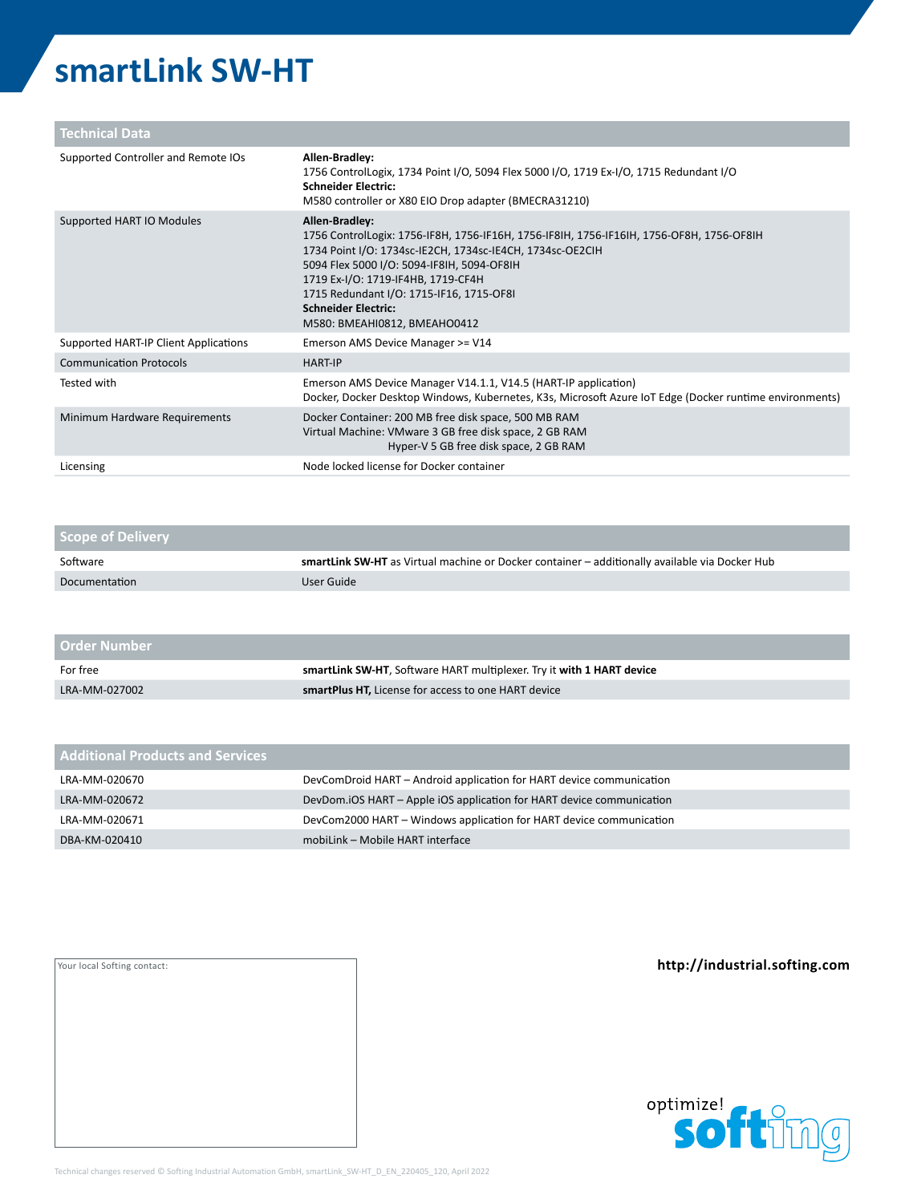# smartLink SW-HT

| Technical Data | |
|---|---|
| Supported Controller and Remote IOs | **Allen-Bradley:**<br>1756 ControlLogix, 1734 Point I/O, 5094 Flex 5000 I/O, 1719 Ex-I/O, 1715 Redundant I/O<br>**Schneider Electric:**<br>M580 controller or X80 EIO Drop adapter (BMECRA31210) |
| Supported HART IO Modules | **Allen-Bradley:**<br>1756 ControlLogix: 1756-IF8H, 1756-IF16H, 1756-IF8IH, 1756-IF16IH, 1756-OF8H, 1756-OF8IH<br>1734 Point I/O: 1734sc-IE2CH, 1734sc-IE4CH, 1734sc-OE2CIH<br>5094 Flex 5000 I/O: 5094-IF8IH, 5094-OF8IH<br>1719 Ex-I/O: 1719-IF4HB, 1719-CF4H<br>1715 Redundant I/O: 1715-IF16, 1715-OF8I<br>**Schneider Electric:**<br>M580: BMEAHI0812, BMEAHO0412 |
| Supported HART-IP Client Applications | Emerson AMS Device Manager >= V14 |
| Communication Protocols | HART-IP |
| Tested with | Emerson AMS Device Manager V14.1.1, V14.5 (HART-IP application)<br>Docker, Docker Desktop Windows, Kubernetes, K3s, Microsoft Azure IoT Edge (Docker runtime environments) |
| Minimum Hardware Requirements | Docker Container: 200 MB free disk space, 500 MB RAM<br>Virtual Machine: VMware 3 GB free disk space, 2 GB RAM<br>Hyper-V 5 GB free disk space, 2 GB RAM |
| Licensing | Node locked license for Docker container |

| Scope of Delivery | |
|---|---|
| Software | **smartLink SW-HT** as Virtual machine or Docker container – additionally available via Docker Hub |
| Documentation | User Guide |

| Order Number | |
|---|---|
| For free | **smartLink SW-HT**, Software HART multiplexer. Try it **with 1 HART device** |
| LRA-MM-027002 | **smartPlus HT,** License for access to one HART device |

| Additional Products and Services | |
|---|---|
| LRA-MM-020670 | DevComDroid HART – Android application for HART device communication |
| LRA-MM-020672 | DevDom.iOS HART – Apple iOS application for HART device communication |
| LRA-MM-020671 | DevCom2000 HART – Windows application for HART device communication |
| DBA-KM-020410 | mobiLink – Mobile HART interface |

Your local Softing contact:

**http://industrial.softing.com**

optimize! softing

Technical changes reserved © Softing Industrial Automation GmbH, smartLink_SW-HT_D_EN_220405_120, April 2022